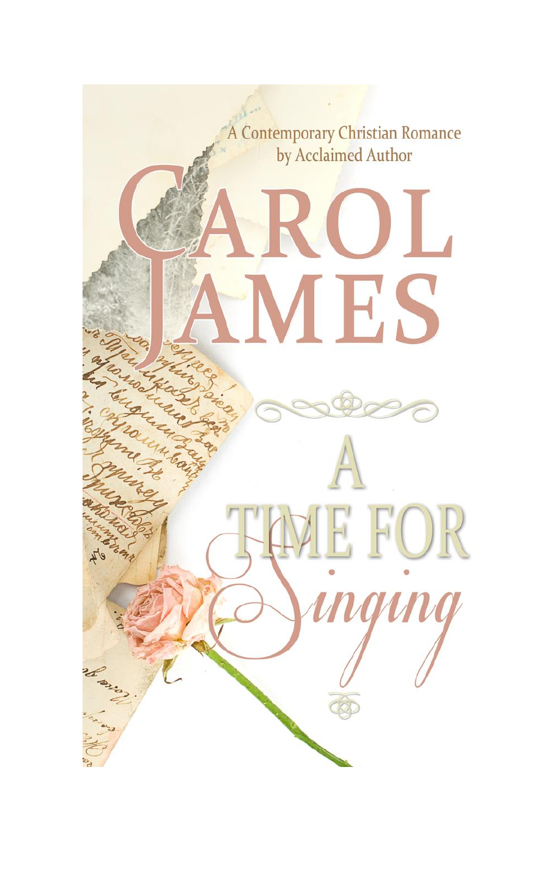A Contemporary Christian Romance
by Acclaimed Author

# CAROL JAMES

# A TIME FOR *Singing*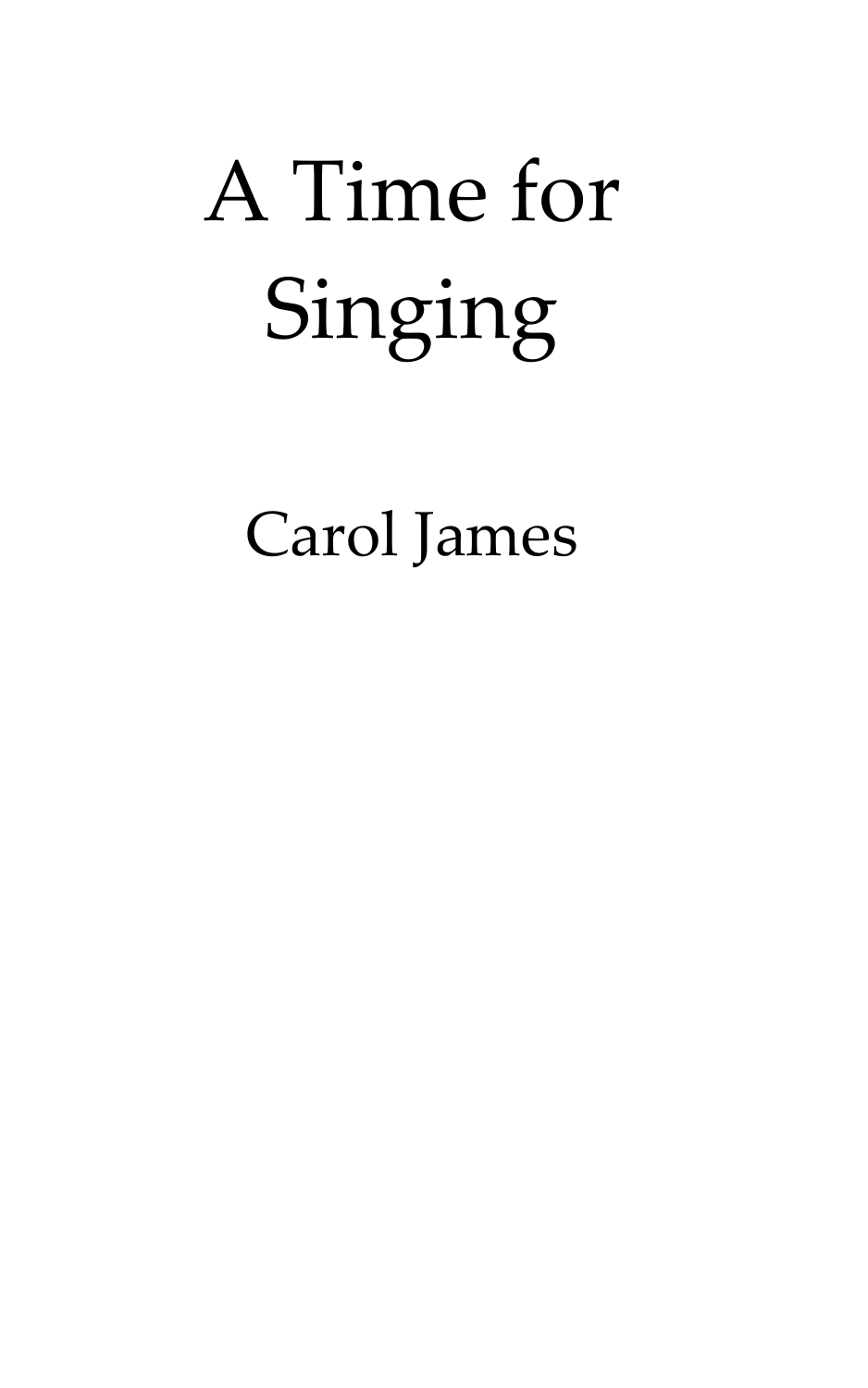# A Time for Singing

Carol James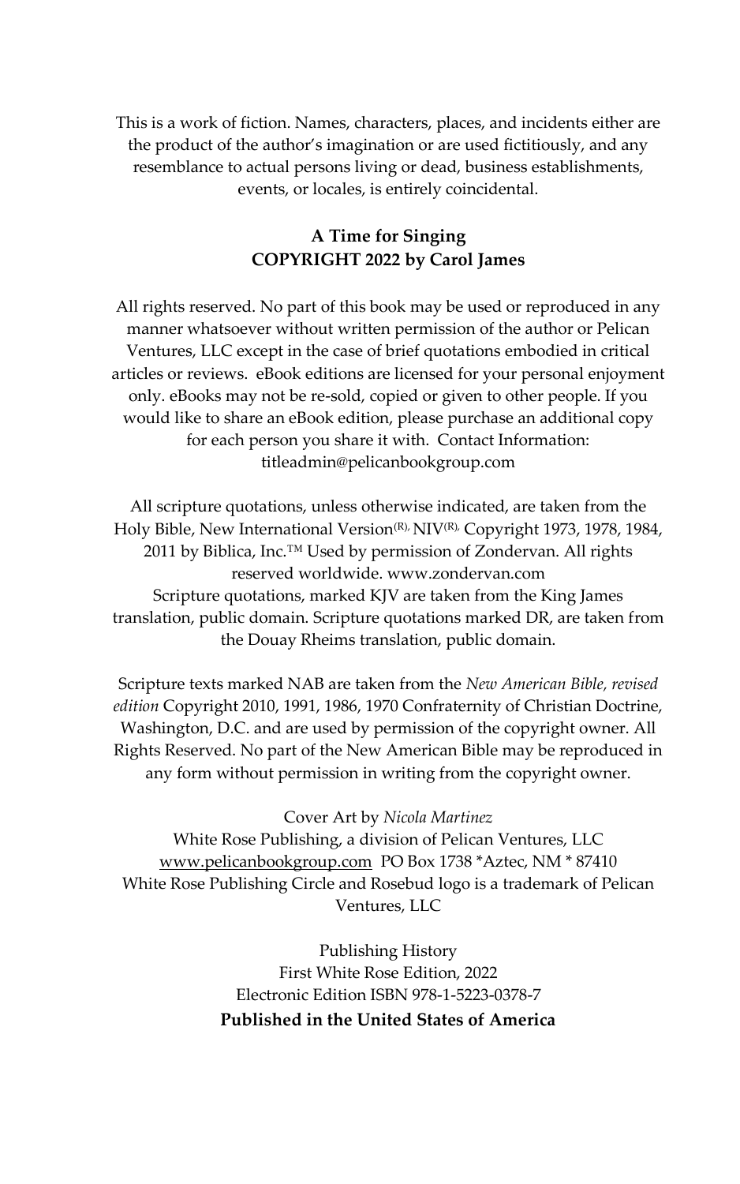This is a work of fiction. Names, characters, places, and incidents either are the product of the author's imagination or are used fictitiously, and any resemblance to actual persons living or dead, business establishments, events, or locales, is entirely coincidental.

**A Time for Singing**
**COPYRIGHT 2022 by Carol James**

All rights reserved. No part of this book may be used or reproduced in any manner whatsoever without written permission of the author or Pelican Ventures, LLC except in the case of brief quotations embodied in critical articles or reviews. eBook editions are licensed for your personal enjoyment only. eBooks may not be re-sold, copied or given to other people. If you would like to share an eBook edition, please purchase an additional copy for each person you share it with. Contact Information: titleadmin@pelicanbookgroup.com

All scripture quotations, unless otherwise indicated, are taken from the Holy Bible, New International Version(R), NIV(R), Copyright 1973, 1978, 1984, 2011 by Biblica, Inc.™ Used by permission of Zondervan. All rights reserved worldwide. www.zondervan.com
Scripture quotations, marked KJV are taken from the King James translation, public domain. Scripture quotations marked DR, are taken from the Douay Rheims translation, public domain.

Scripture texts marked NAB are taken from the *New American Bible, revised edition* Copyright 2010, 1991, 1986, 1970 Confraternity of Christian Doctrine, Washington, D.C. and are used by permission of the copyright owner. All Rights Reserved. No part of the New American Bible may be reproduced in any form without permission in writing from the copyright owner.

Cover Art by *Nicola Martinez*
White Rose Publishing, a division of Pelican Ventures, LLC
www.pelicanbookgroup.com PO Box 1738 *Aztec, NM * 87410
White Rose Publishing Circle and Rosebud logo is a trademark of Pelican Ventures, LLC

Publishing History
First White Rose Edition, 2022
Electronic Edition ISBN 978-1-5223-0378-7
**Published in the United States of America**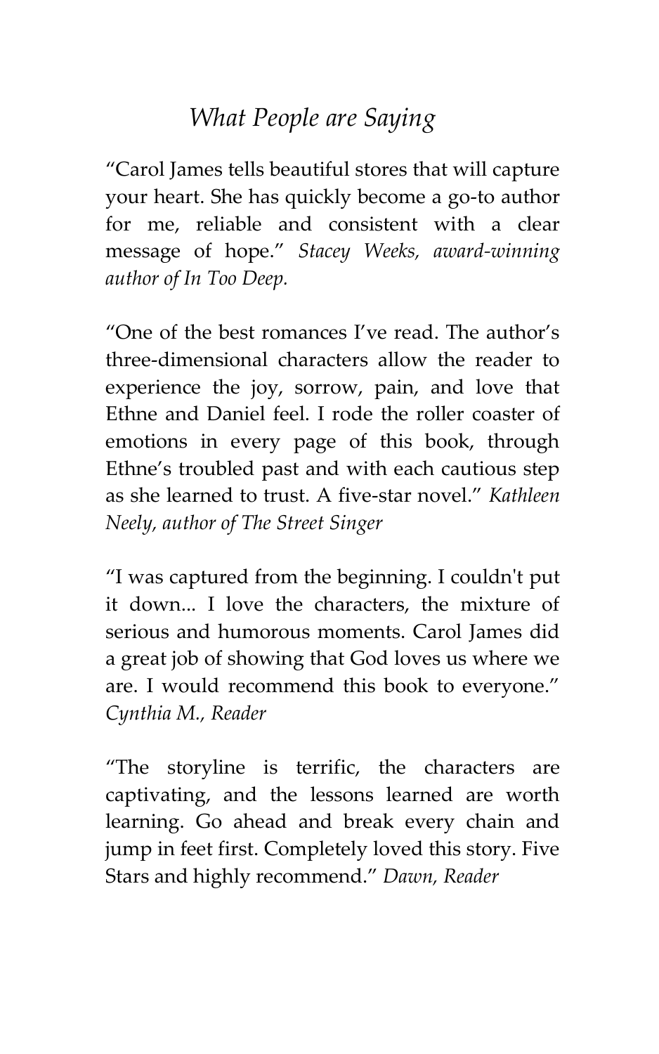## *What People are Saying*

"Carol James tells beautiful stores that will capture your heart. She has quickly become a go-to author for me, reliable and consistent with a clear message of hope." *Stacey Weeks, award-winning author of In Too Deep.*

"One of the best romances I've read. The author's three-dimensional characters allow the reader to experience the joy, sorrow, pain, and love that Ethne and Daniel feel. I rode the roller coaster of emotions in every page of this book, through Ethne's troubled past and with each cautious step as she learned to trust. A five-star novel." *Kathleen Neely, author of The Street Singer*

"I was captured from the beginning. I couldn't put it down... I love the characters, the mixture of serious and humorous moments. Carol James did a great job of showing that God loves us where we are. I would recommend this book to everyone." *Cynthia M., Reader*

"The storyline is terrific, the characters are captivating, and the lessons learned are worth learning. Go ahead and break every chain and jump in feet first. Completely loved this story. Five Stars and highly recommend." *Dawn, Reader*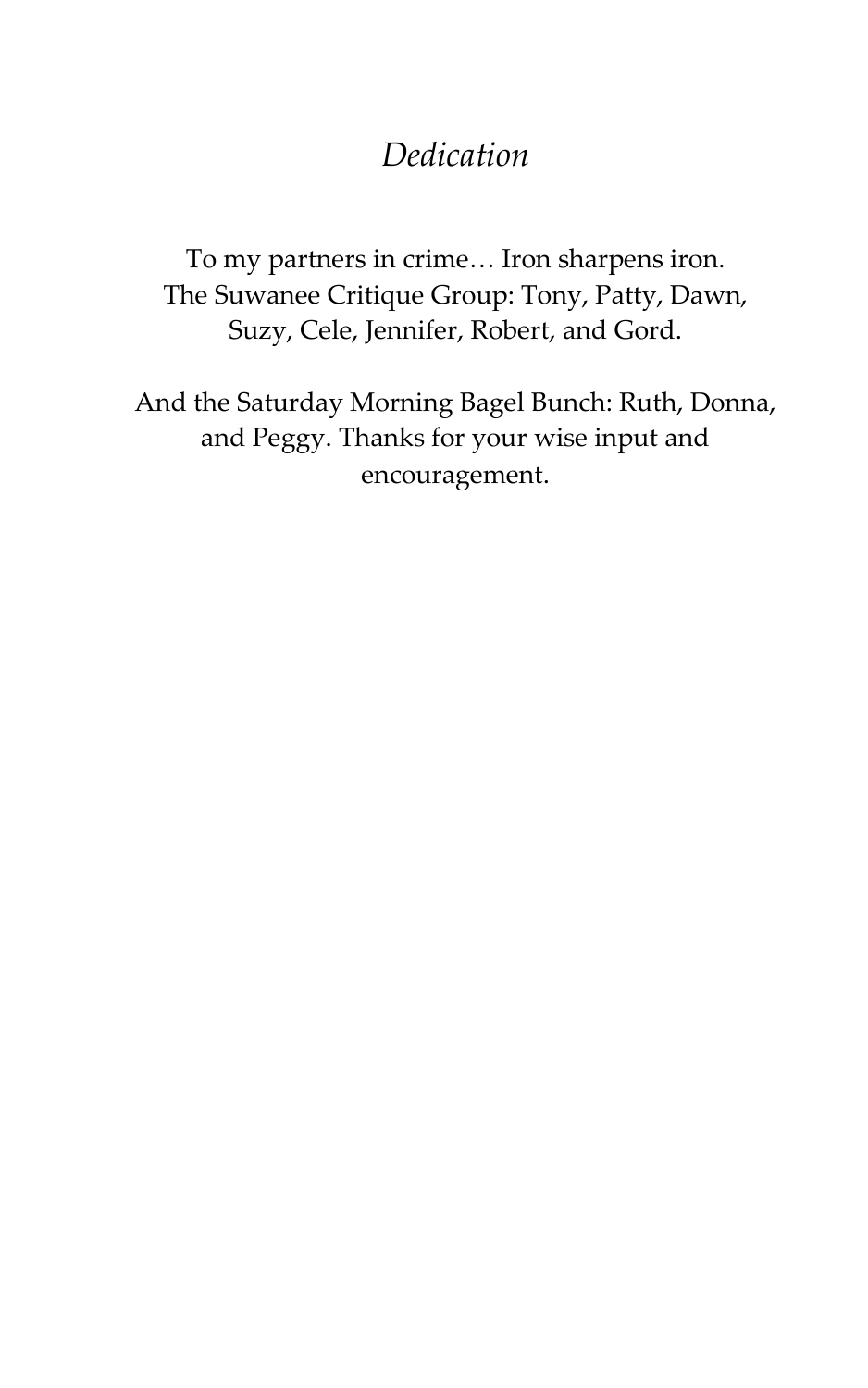# *Dedication*

To my partners in crime… Iron sharpens iron.
The Suwanee Critique Group: Tony, Patty, Dawn, Suzy, Cele, Jennifer, Robert, and Gord.

And the Saturday Morning Bagel Bunch: Ruth, Donna, and Peggy. Thanks for your wise input and encouragement.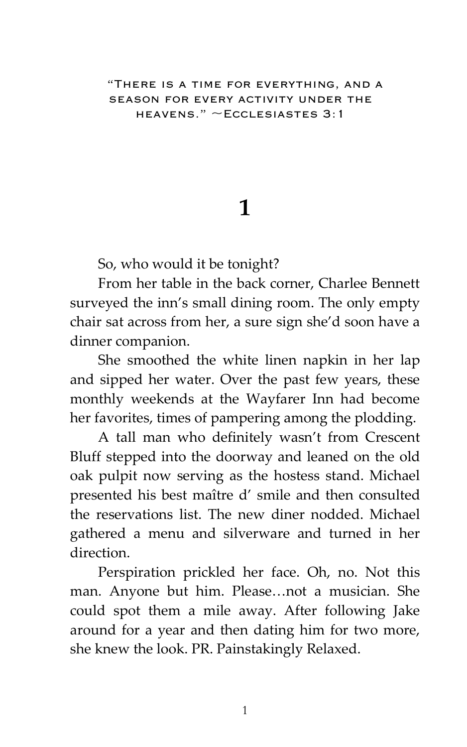"There is a time for everything, and a season for every activity under the heavens." ~Ecclesiastes 3:1

# 1

So, who would it be tonight?

From her table in the back corner, Charlee Bennett surveyed the inn's small dining room. The only empty chair sat across from her, a sure sign she'd soon have a dinner companion.

She smoothed the white linen napkin in her lap and sipped her water. Over the past few years, these monthly weekends at the Wayfarer Inn had become her favorites, times of pampering among the plodding.

A tall man who definitely wasn't from Crescent Bluff stepped into the doorway and leaned on the old oak pulpit now serving as the hostess stand. Michael presented his best maître d' smile and then consulted the reservations list. The new diner nodded. Michael gathered a menu and silverware and turned in her direction.

Perspiration prickled her face. Oh, no. Not this man. Anyone but him. Please…not a musician. She could spot them a mile away. After following Jake around for a year and then dating him for two more, she knew the look. PR. Painstakingly Relaxed.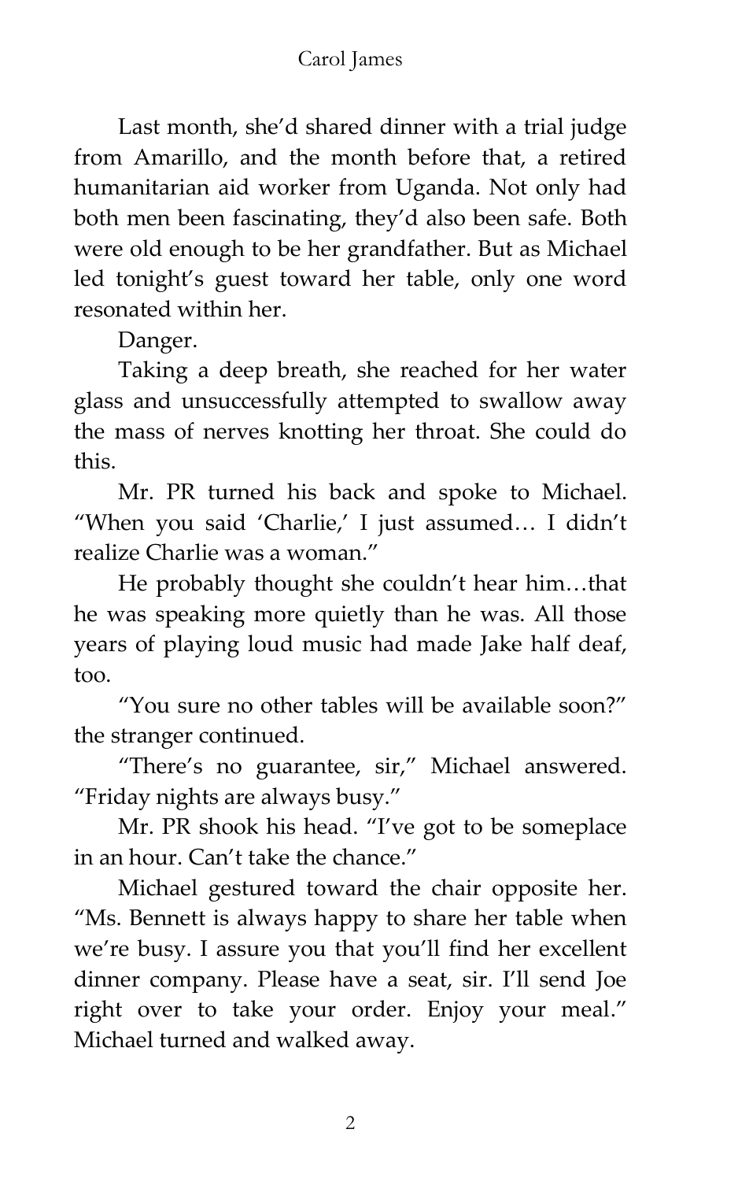Last month, she'd shared dinner with a trial judge from Amarillo, and the month before that, a retired humanitarian aid worker from Uganda. Not only had both men been fascinating, they'd also been safe. Both were old enough to be her grandfather. But as Michael led tonight's guest toward her table, only one word resonated within her.

Danger.

Taking a deep breath, she reached for her water glass and unsuccessfully attempted to swallow away the mass of nerves knotting her throat. She could do this.

Mr. PR turned his back and spoke to Michael. "When you said 'Charlie,' I just assumed… I didn't realize Charlie was a woman."

He probably thought she couldn't hear him…that he was speaking more quietly than he was. All those years of playing loud music had made Jake half deaf, too.

"You sure no other tables will be available soon?" the stranger continued.

"There's no guarantee, sir," Michael answered. "Friday nights are always busy."

Mr. PR shook his head. "I've got to be someplace in an hour. Can't take the chance."

Michael gestured toward the chair opposite her. "Ms. Bennett is always happy to share her table when we're busy. I assure you that you'll find her excellent dinner company. Please have a seat, sir. I'll send Joe right over to take your order. Enjoy your meal." Michael turned and walked away.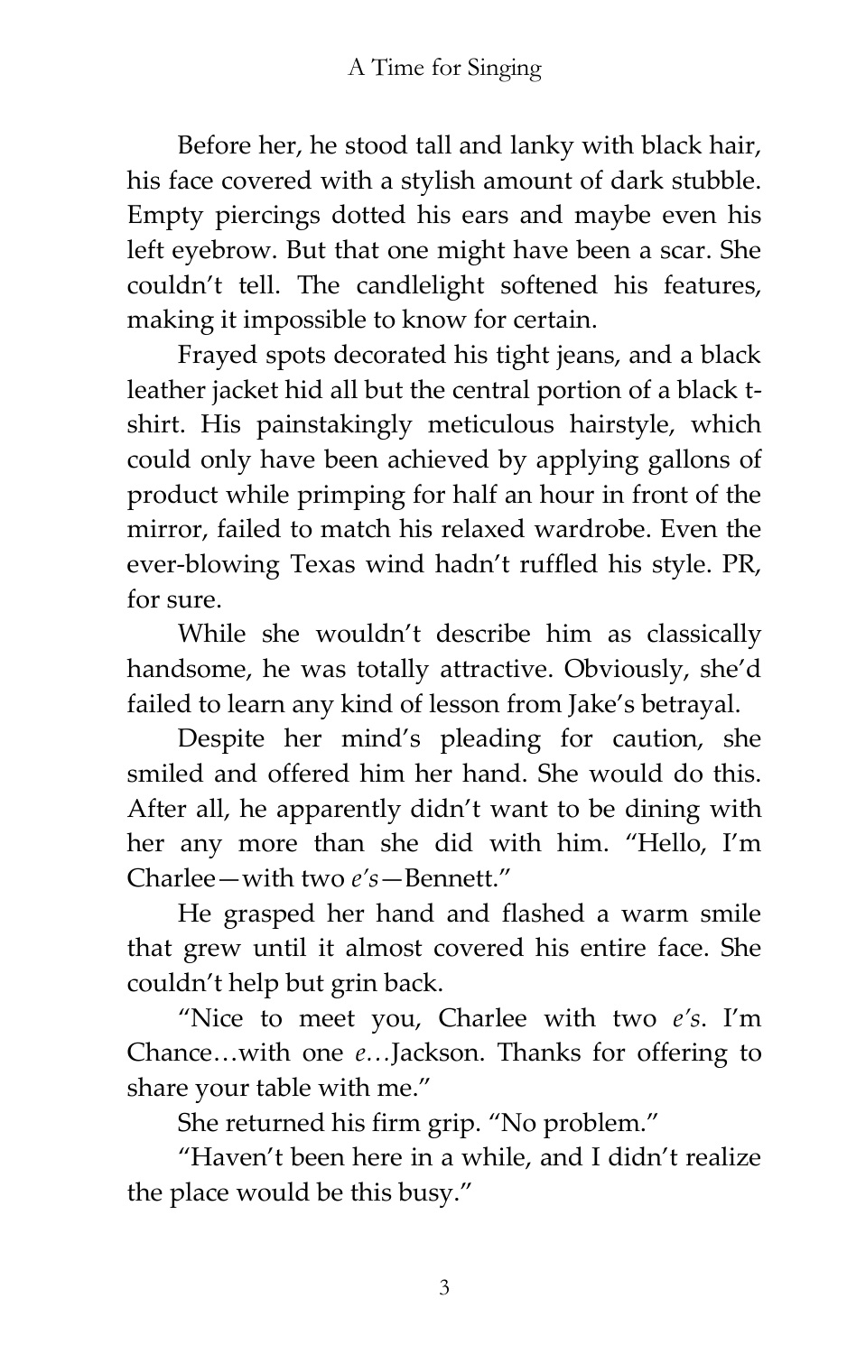Before her, he stood tall and lanky with black hair, his face covered with a stylish amount of dark stubble. Empty piercings dotted his ears and maybe even his left eyebrow. But that one might have been a scar. She couldn't tell. The candlelight softened his features, making it impossible to know for certain.

Frayed spots decorated his tight jeans, and a black leather jacket hid all but the central portion of a black t-shirt. His painstakingly meticulous hairstyle, which could only have been achieved by applying gallons of product while primping for half an hour in front of the mirror, failed to match his relaxed wardrobe. Even the ever-blowing Texas wind hadn't ruffled his style. PR, for sure.

While she wouldn't describe him as classically handsome, he was totally attractive. Obviously, she'd failed to learn any kind of lesson from Jake's betrayal.

Despite her mind's pleading for caution, she smiled and offered him her hand. She would do this. After all, he apparently didn't want to be dining with her any more than she did with him. "Hello, I'm Charlee—with two *e's*—Bennett."

He grasped her hand and flashed a warm smile that grew until it almost covered his entire face. She couldn't help but grin back.

"Nice to meet you, Charlee with two *e's*. I'm Chance…with one *e…*Jackson. Thanks for offering to share your table with me."

She returned his firm grip. "No problem."

"Haven't been here in a while, and I didn't realize the place would be this busy."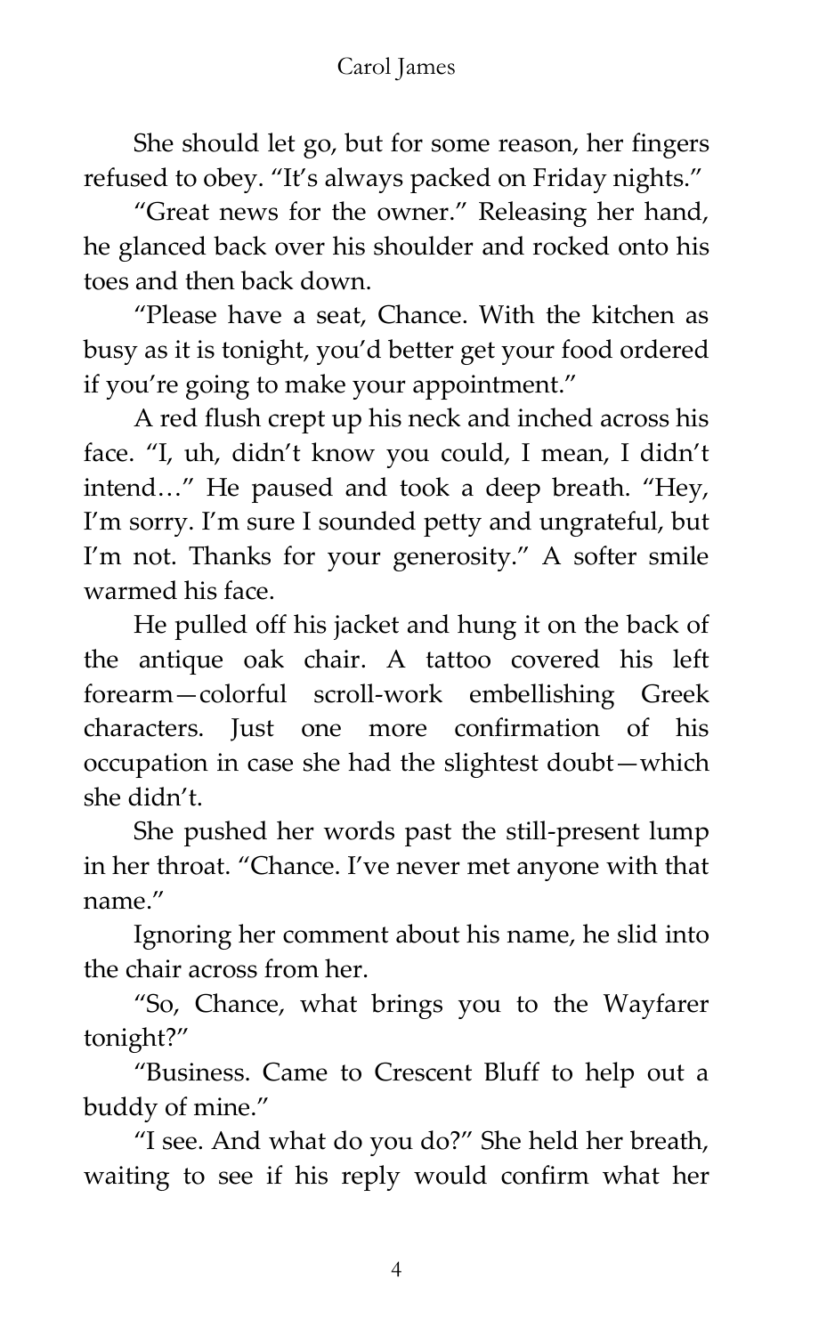She should let go, but for some reason, her fingers refused to obey. "It's always packed on Friday nights."

"Great news for the owner." Releasing her hand, he glanced back over his shoulder and rocked onto his toes and then back down.

"Please have a seat, Chance. With the kitchen as busy as it is tonight, you'd better get your food ordered if you're going to make your appointment."

A red flush crept up his neck and inched across his face. "I, uh, didn't know you could, I mean, I didn't intend…" He paused and took a deep breath. "Hey, I'm sorry. I'm sure I sounded petty and ungrateful, but I'm not. Thanks for your generosity." A softer smile warmed his face.

He pulled off his jacket and hung it on the back of the antique oak chair. A tattoo covered his left forearm—colorful scroll-work embellishing Greek characters. Just one more confirmation of his occupation in case she had the slightest doubt—which she didn't.

She pushed her words past the still-present lump in her throat. "Chance. I've never met anyone with that name."

Ignoring her comment about his name, he slid into the chair across from her.

"So, Chance, what brings you to the Wayfarer tonight?"

"Business. Came to Crescent Bluff to help out a buddy of mine."

"I see. And what do you do?" She held her breath, waiting to see if his reply would confirm what her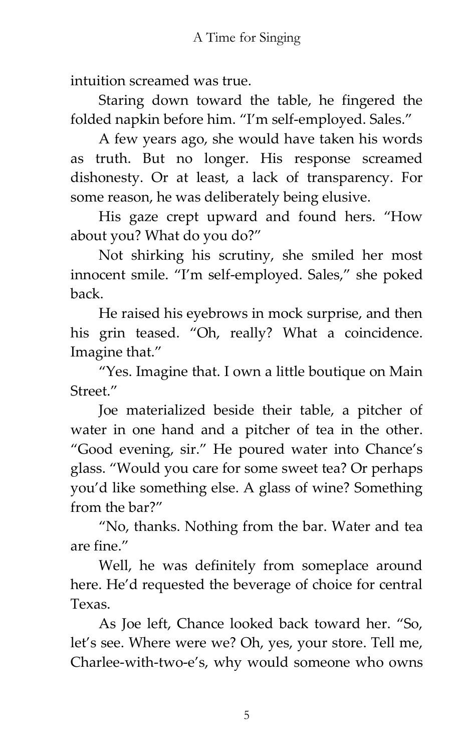intuition screamed was true.

Staring down toward the table, he fingered the folded napkin before him. "I'm self-employed. Sales."

A few years ago, she would have taken his words as truth. But no longer. His response screamed dishonesty. Or at least, a lack of transparency. For some reason, he was deliberately being elusive.

His gaze crept upward and found hers. "How about you? What do you do?"

Not shirking his scrutiny, she smiled her most innocent smile. "I'm self-employed. Sales," she poked back.

He raised his eyebrows in mock surprise, and then his grin teased. "Oh, really? What a coincidence. Imagine that."

"Yes. Imagine that. I own a little boutique on Main Street."

Joe materialized beside their table, a pitcher of water in one hand and a pitcher of tea in the other. "Good evening, sir." He poured water into Chance's glass. "Would you care for some sweet tea? Or perhaps you'd like something else. A glass of wine? Something from the bar?"

"No, thanks. Nothing from the bar. Water and tea are fine."

Well, he was definitely from someplace around here. He'd requested the beverage of choice for central Texas.

As Joe left, Chance looked back toward her. "So, let's see. Where were we? Oh, yes, your store. Tell me, Charlee-with-two-e's, why would someone who owns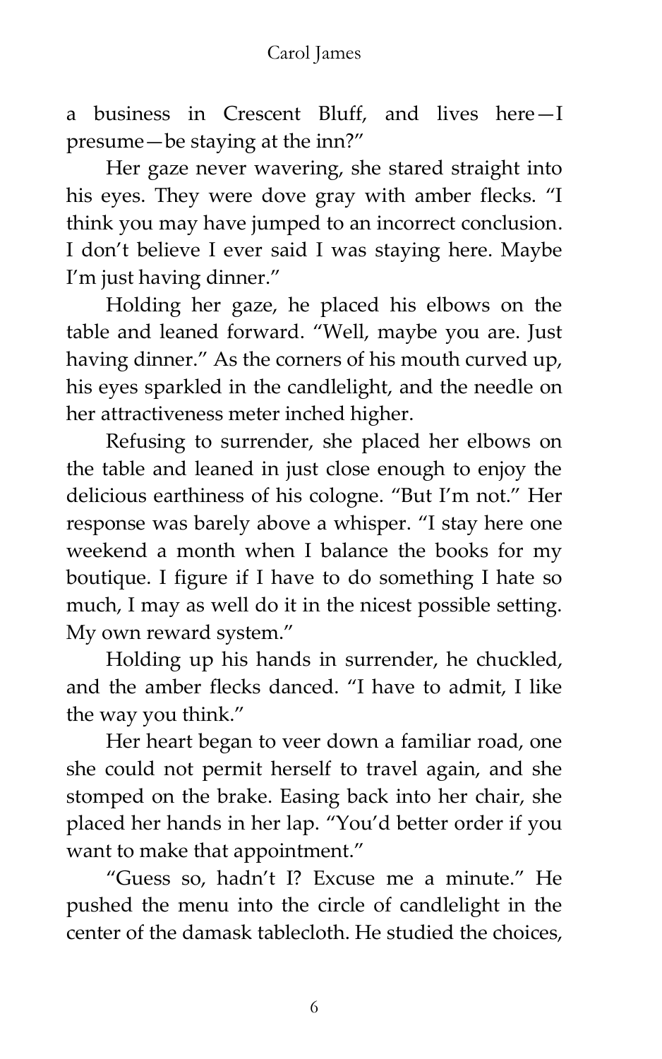a business in Crescent Bluff, and lives here—I presume—be staying at the inn?"

Her gaze never wavering, she stared straight into his eyes. They were dove gray with amber flecks. "I think you may have jumped to an incorrect conclusion. I don't believe I ever said I was staying here. Maybe I'm just having dinner."

Holding her gaze, he placed his elbows on the table and leaned forward. "Well, maybe you are. Just having dinner." As the corners of his mouth curved up, his eyes sparkled in the candlelight, and the needle on her attractiveness meter inched higher.

Refusing to surrender, she placed her elbows on the table and leaned in just close enough to enjoy the delicious earthiness of his cologne. "But I'm not." Her response was barely above a whisper. "I stay here one weekend a month when I balance the books for my boutique. I figure if I have to do something I hate so much, I may as well do it in the nicest possible setting. My own reward system."

Holding up his hands in surrender, he chuckled, and the amber flecks danced. "I have to admit, I like the way you think."

Her heart began to veer down a familiar road, one she could not permit herself to travel again, and she stomped on the brake. Easing back into her chair, she placed her hands in her lap. "You'd better order if you want to make that appointment."

"Guess so, hadn't I? Excuse me a minute." He pushed the menu into the circle of candlelight in the center of the damask tablecloth. He studied the choices,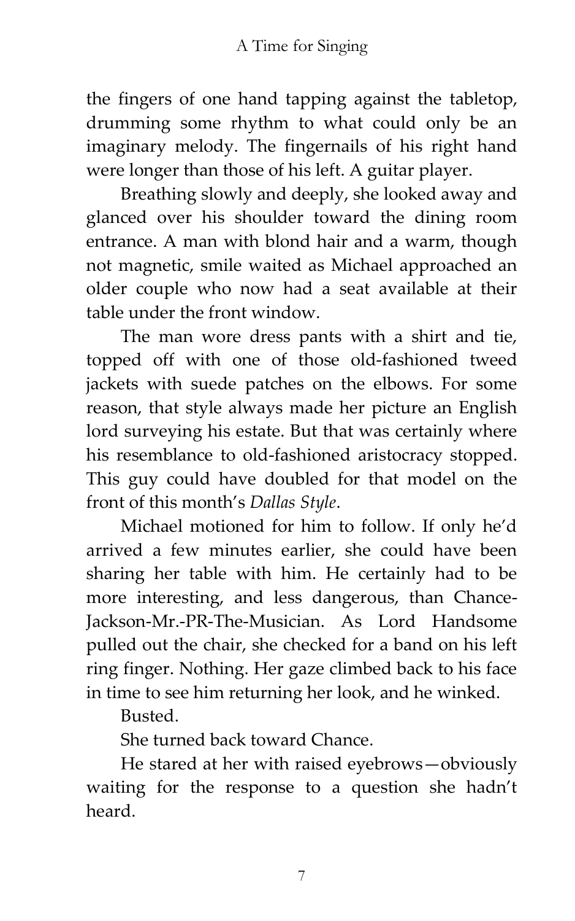the fingers of one hand tapping against the tabletop, drumming some rhythm to what could only be an imaginary melody. The fingernails of his right hand were longer than those of his left. A guitar player.

Breathing slowly and deeply, she looked away and glanced over his shoulder toward the dining room entrance. A man with blond hair and a warm, though not magnetic, smile waited as Michael approached an older couple who now had a seat available at their table under the front window.

The man wore dress pants with a shirt and tie, topped off with one of those old-fashioned tweed jackets with suede patches on the elbows. For some reason, that style always made her picture an English lord surveying his estate. But that was certainly where his resemblance to old-fashioned aristocracy stopped. This guy could have doubled for that model on the front of this month's *Dallas Style*.

Michael motioned for him to follow. If only he'd arrived a few minutes earlier, she could have been sharing her table with him. He certainly had to be more interesting, and less dangerous, than Chance-Jackson-Mr.-PR-The-Musician. As Lord Handsome pulled out the chair, she checked for a band on his left ring finger. Nothing. Her gaze climbed back to his face in time to see him returning her look, and he winked.

Busted.

She turned back toward Chance.

He stared at her with raised eyebrows—obviously waiting for the response to a question she hadn't heard.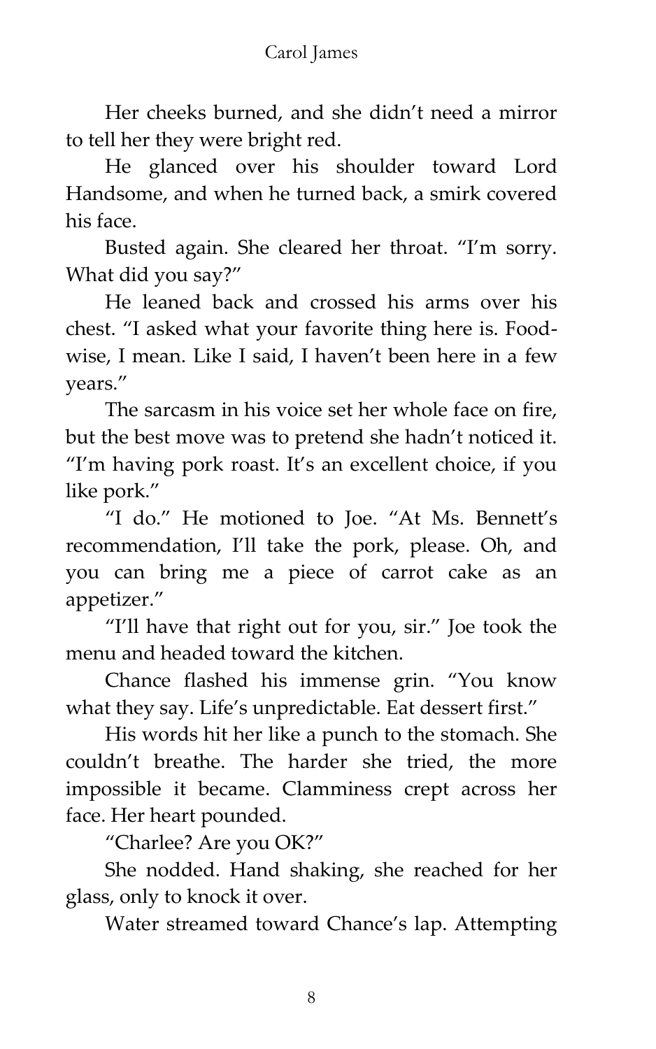Her cheeks burned, and she didn't need a mirror to tell her they were bright red.

He glanced over his shoulder toward Lord Handsome, and when he turned back, a smirk covered his face.

Busted again. She cleared her throat. "I'm sorry. What did you say?"

He leaned back and crossed his arms over his chest. "I asked what your favorite thing here is. Food-wise, I mean. Like I said, I haven't been here in a few years."

The sarcasm in his voice set her whole face on fire, but the best move was to pretend she hadn't noticed it. "I'm having pork roast. It's an excellent choice, if you like pork."

"I do." He motioned to Joe. "At Ms. Bennett's recommendation, I'll take the pork, please. Oh, and you can bring me a piece of carrot cake as an appetizer."

"I'll have that right out for you, sir." Joe took the menu and headed toward the kitchen.

Chance flashed his immense grin. "You know what they say. Life's unpredictable. Eat dessert first."

His words hit her like a punch to the stomach. She couldn't breathe. The harder she tried, the more impossible it became. Clamminess crept across her face. Her heart pounded.

"Charlee? Are you OK?"

She nodded. Hand shaking, she reached for her glass, only to knock it over.

Water streamed toward Chance's lap. Attempting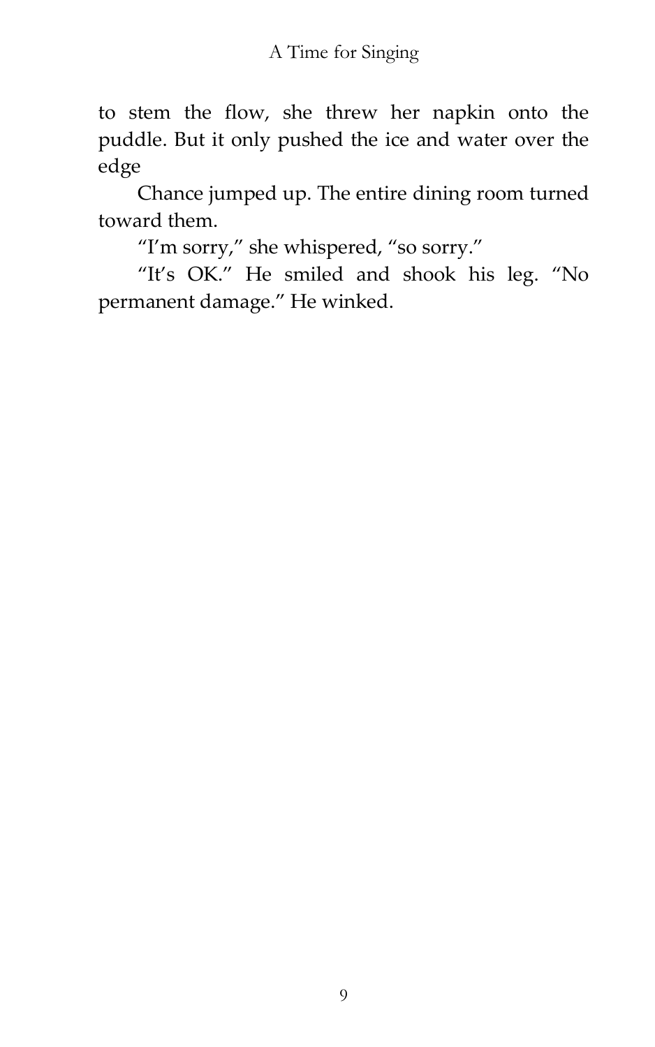to stem the flow, she threw her napkin onto the puddle. But it only pushed the ice and water over the edge

Chance jumped up. The entire dining room turned toward them.

"I'm sorry," she whispered, "so sorry."

"It's OK." He smiled and shook his leg. "No permanent damage." He winked.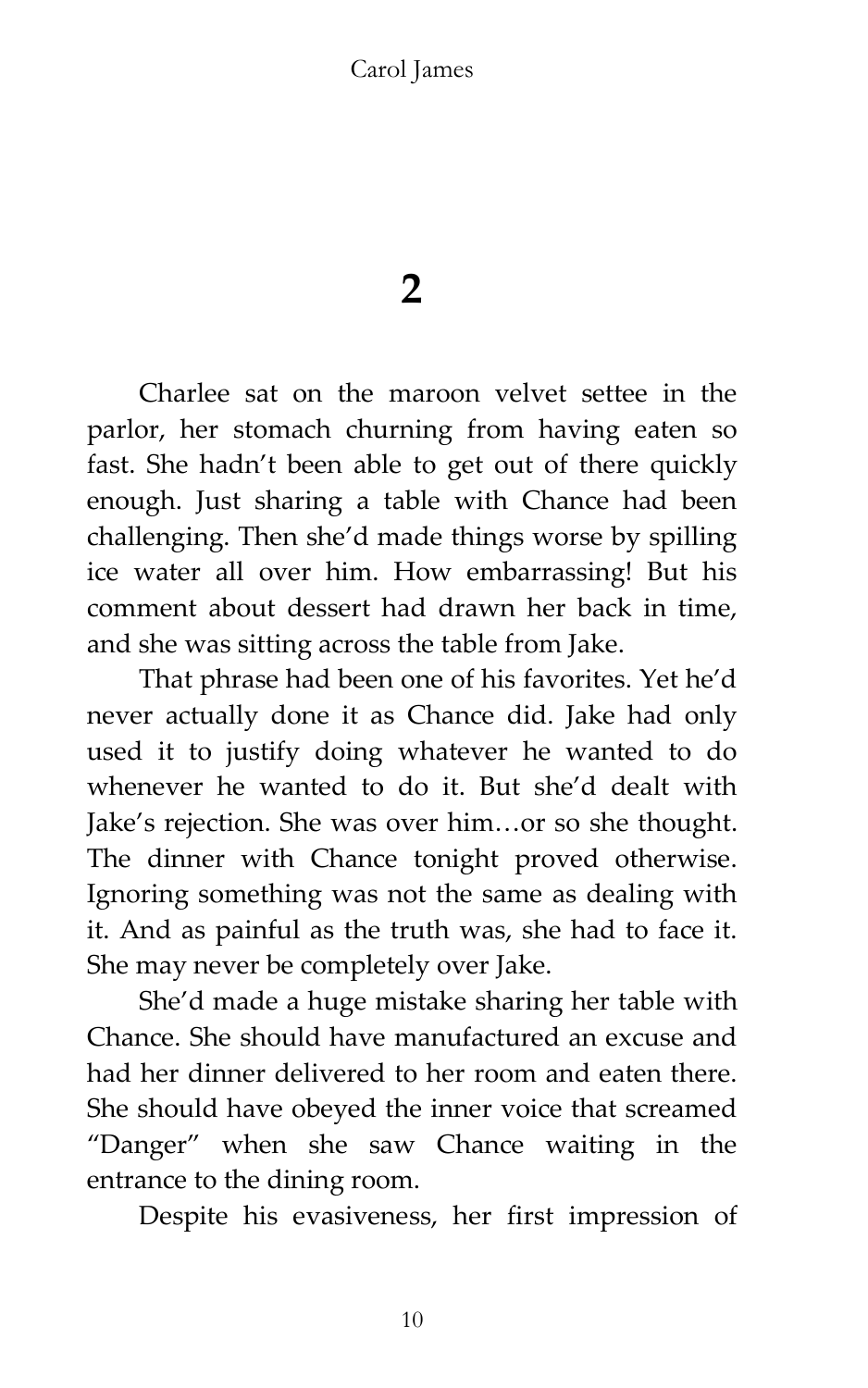# 2

Charlee sat on the maroon velvet settee in the parlor, her stomach churning from having eaten so fast. She hadn't been able to get out of there quickly enough. Just sharing a table with Chance had been challenging. Then she'd made things worse by spilling ice water all over him. How embarrassing! But his comment about dessert had drawn her back in time, and she was sitting across the table from Jake.

That phrase had been one of his favorites. Yet he'd never actually done it as Chance did. Jake had only used it to justify doing whatever he wanted to do whenever he wanted to do it. But she'd dealt with Jake's rejection. She was over him…or so she thought. The dinner with Chance tonight proved otherwise. Ignoring something was not the same as dealing with it. And as painful as the truth was, she had to face it. She may never be completely over Jake.

She'd made a huge mistake sharing her table with Chance. She should have manufactured an excuse and had her dinner delivered to her room and eaten there. She should have obeyed the inner voice that screamed "Danger" when she saw Chance waiting in the entrance to the dining room.

Despite his evasiveness, her first impression of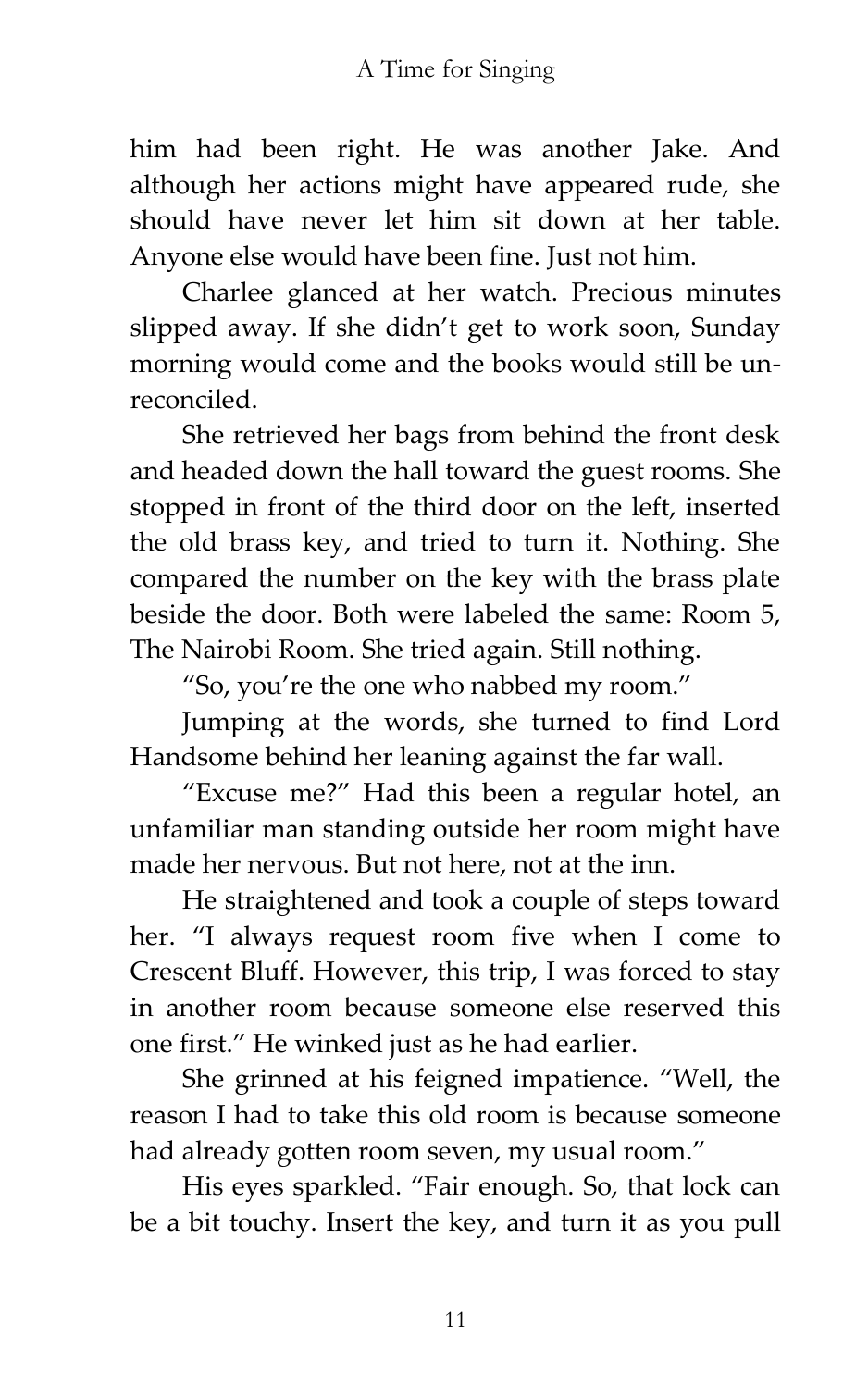him had been right. He was another Jake. And although her actions might have appeared rude, she should have never let him sit down at her table. Anyone else would have been fine. Just not him.

Charlee glanced at her watch. Precious minutes slipped away. If she didn't get to work soon, Sunday morning would come and the books would still be un-reconciled.

She retrieved her bags from behind the front desk and headed down the hall toward the guest rooms. She stopped in front of the third door on the left, inserted the old brass key, and tried to turn it. Nothing. She compared the number on the key with the brass plate beside the door. Both were labeled the same: Room 5, The Nairobi Room. She tried again. Still nothing.

"So, you're the one who nabbed my room."

Jumping at the words, she turned to find Lord Handsome behind her leaning against the far wall.

"Excuse me?" Had this been a regular hotel, an unfamiliar man standing outside her room might have made her nervous. But not here, not at the inn.

He straightened and took a couple of steps toward her. "I always request room five when I come to Crescent Bluff. However, this trip, I was forced to stay in another room because someone else reserved this one first." He winked just as he had earlier.

She grinned at his feigned impatience. "Well, the reason I had to take this old room is because someone had already gotten room seven, my usual room."

His eyes sparkled. "Fair enough. So, that lock can be a bit touchy. Insert the key, and turn it as you pull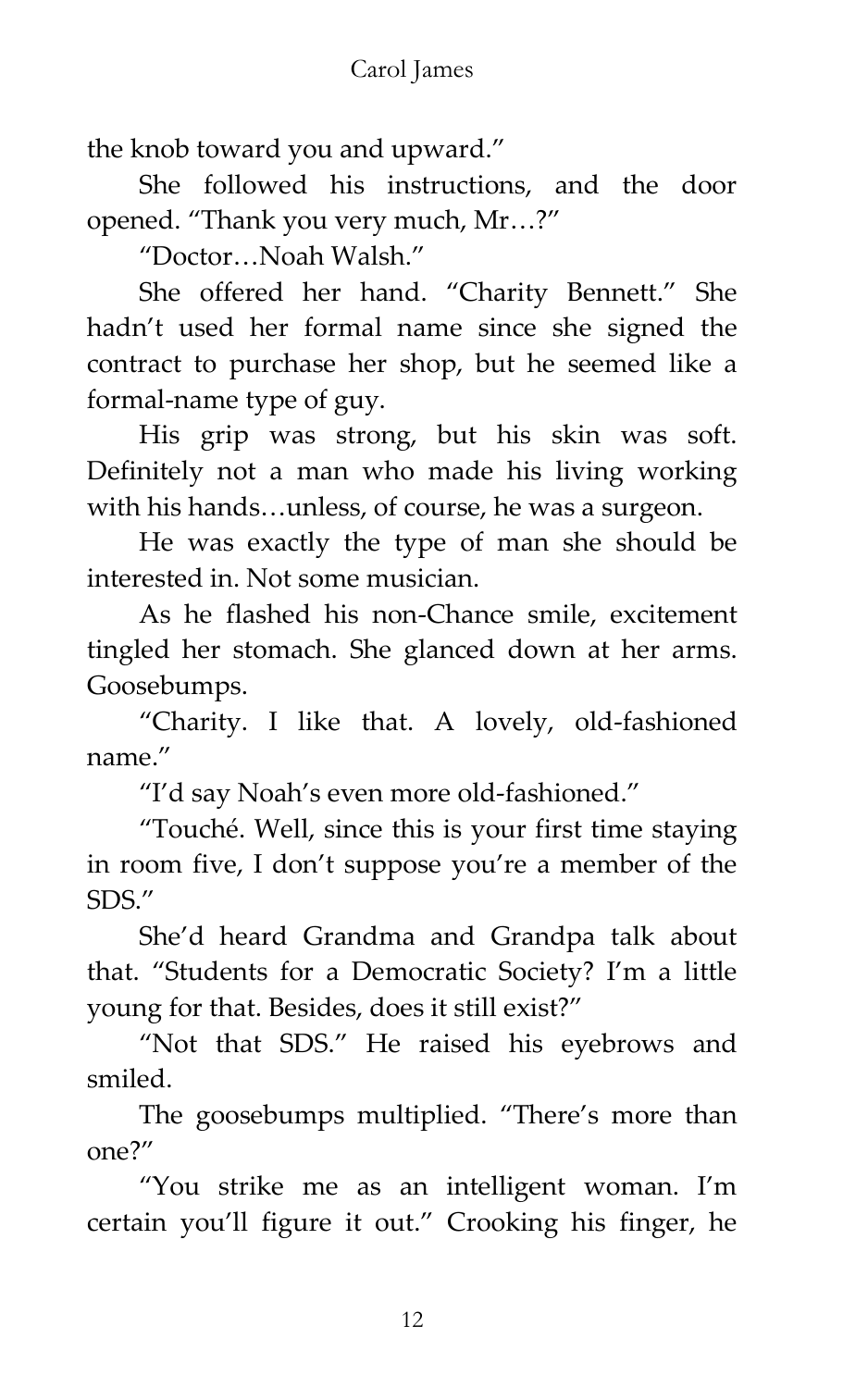the knob toward you and upward."

She followed his instructions, and the door opened. "Thank you very much, Mr…?"

"Doctor…Noah Walsh."

She offered her hand. "Charity Bennett." She hadn't used her formal name since she signed the contract to purchase her shop, but he seemed like a formal-name type of guy.

His grip was strong, but his skin was soft. Definitely not a man who made his living working with his hands…unless, of course, he was a surgeon.

He was exactly the type of man she should be interested in. Not some musician.

As he flashed his non-Chance smile, excitement tingled her stomach. She glanced down at her arms. Goosebumps.

"Charity. I like that. A lovely, old-fashioned name."

"I'd say Noah's even more old-fashioned."

"Touché. Well, since this is your first time staying in room five, I don't suppose you're a member of the SDS."

She'd heard Grandma and Grandpa talk about that. "Students for a Democratic Society? I'm a little young for that. Besides, does it still exist?"

"Not that SDS." He raised his eyebrows and smiled.

The goosebumps multiplied. "There's more than one?"

"You strike me as an intelligent woman. I'm certain you'll figure it out." Crooking his finger, he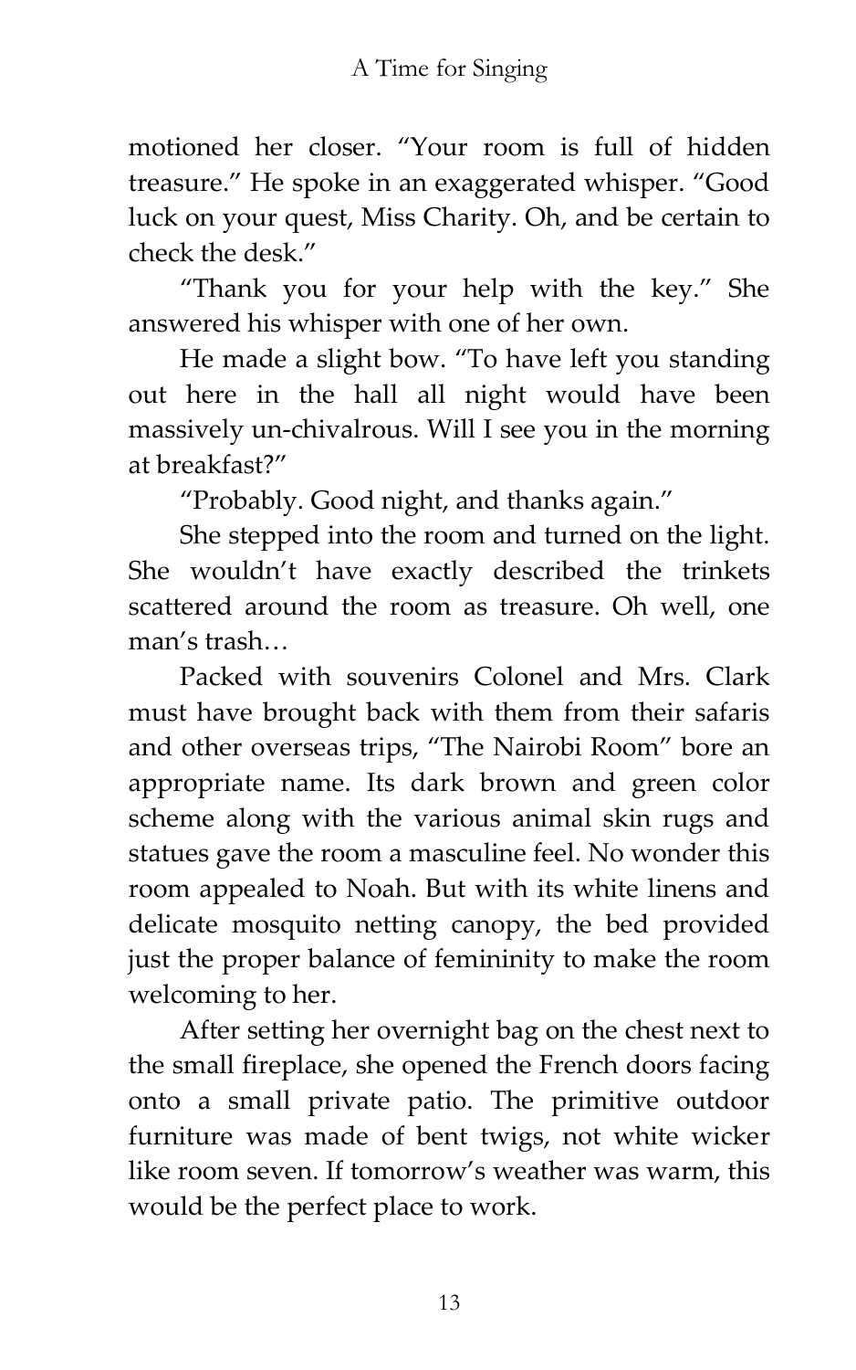motioned her closer. "Your room is full of hidden treasure." He spoke in an exaggerated whisper. "Good luck on your quest, Miss Charity. Oh, and be certain to check the desk."

"Thank you for your help with the key." She answered his whisper with one of her own.

He made a slight bow. "To have left you standing out here in the hall all night would have been massively un-chivalrous. Will I see you in the morning at breakfast?"

"Probably. Good night, and thanks again."

She stepped into the room and turned on the light. She wouldn't have exactly described the trinkets scattered around the room as treasure. Oh well, one man's trash…

Packed with souvenirs Colonel and Mrs. Clark must have brought back with them from their safaris and other overseas trips, "The Nairobi Room" bore an appropriate name. Its dark brown and green color scheme along with the various animal skin rugs and statues gave the room a masculine feel. No wonder this room appealed to Noah. But with its white linens and delicate mosquito netting canopy, the bed provided just the proper balance of femininity to make the room welcoming to her.

After setting her overnight bag on the chest next to the small fireplace, she opened the French doors facing onto a small private patio. The primitive outdoor furniture was made of bent twigs, not white wicker like room seven. If tomorrow's weather was warm, this would be the perfect place to work.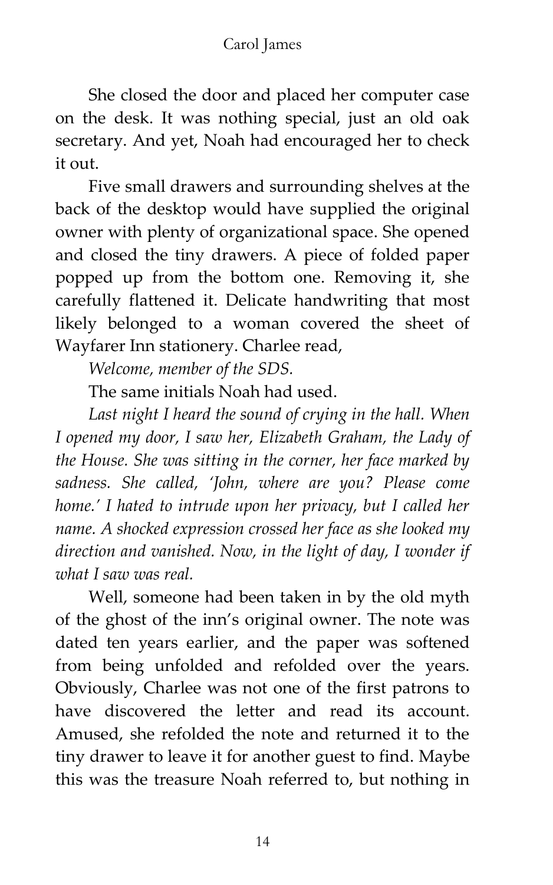She closed the door and placed her computer case on the desk. It was nothing special, just an old oak secretary. And yet, Noah had encouraged her to check it out.

Five small drawers and surrounding shelves at the back of the desktop would have supplied the original owner with plenty of organizational space. She opened and closed the tiny drawers. A piece of folded paper popped up from the bottom one. Removing it, she carefully flattened it. Delicate handwriting that most likely belonged to a woman covered the sheet of Wayfarer Inn stationery. Charlee read,

*Welcome, member of the SDS.*

The same initials Noah had used.

*Last night I heard the sound of crying in the hall. When I opened my door, I saw her, Elizabeth Graham, the Lady of the House. She was sitting in the corner, her face marked by sadness. She called, 'John, where are you? Please come home.' I hated to intrude upon her privacy, but I called her name. A shocked expression crossed her face as she looked my direction and vanished. Now, in the light of day, I wonder if what I saw was real.*

Well, someone had been taken in by the old myth of the ghost of the inn's original owner. The note was dated ten years earlier, and the paper was softened from being unfolded and refolded over the years. Obviously, Charlee was not one of the first patrons to have discovered the letter and read its account. Amused, she refolded the note and returned it to the tiny drawer to leave it for another guest to find. Maybe this was the treasure Noah referred to, but nothing in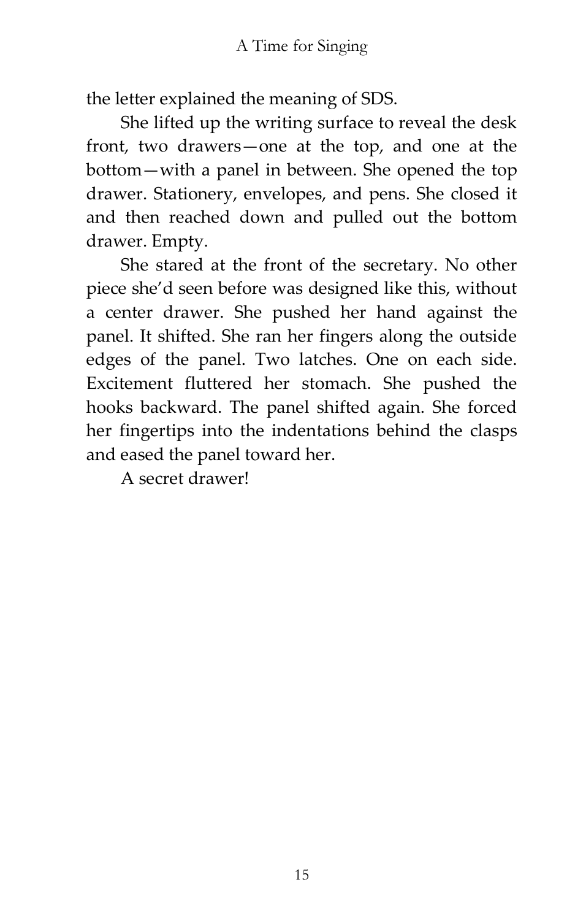the letter explained the meaning of SDS.

She lifted up the writing surface to reveal the desk front, two drawers—one at the top, and one at the bottom—with a panel in between. She opened the top drawer. Stationery, envelopes, and pens. She closed it and then reached down and pulled out the bottom drawer. Empty.

She stared at the front of the secretary. No other piece she'd seen before was designed like this, without a center drawer. She pushed her hand against the panel. It shifted. She ran her fingers along the outside edges of the panel. Two latches. One on each side. Excitement fluttered her stomach. She pushed the hooks backward. The panel shifted again. She forced her fingertips into the indentations behind the clasps and eased the panel toward her.

A secret drawer!